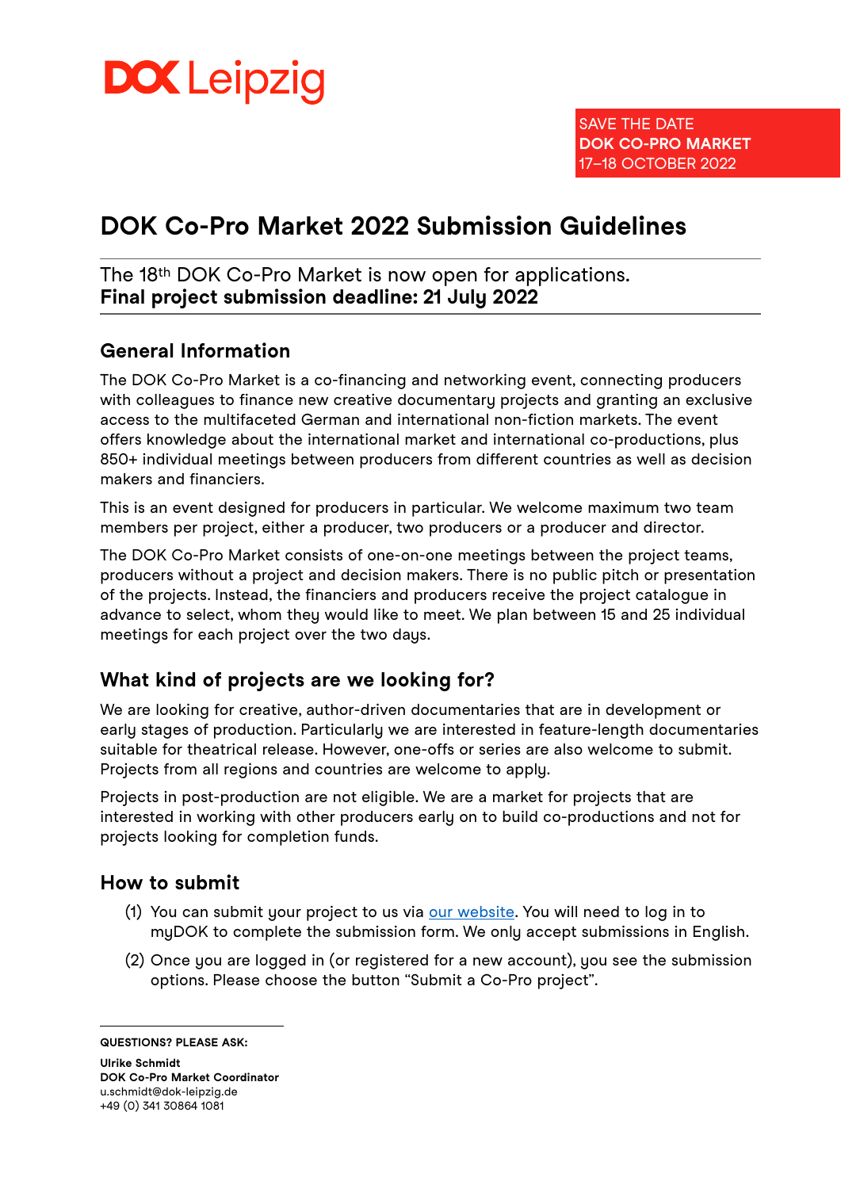DOK Leipzig

SAVE THE DATE
**DOK CO-PRO MARKET**
17–18 OCTOBER 2022

# DOK Co-Pro Market 2022 Submission Guidelines

The 18th DOK Co-Pro Market is now open for applications.
**Final project submission deadline: 21 July 2022**

## General Information

The DOK Co-Pro Market is a co-financing and networking event, connecting producers with colleagues to finance new creative documentary projects and granting an exclusive access to the multifaceted German and international non-fiction markets. The event offers knowledge about the international market and international co-productions, plus 850+ individual meetings between producers from different countries as well as decision makers and financiers.

This is an event designed for producers in particular. We welcome maximum two team members per project, either a producer, two producers or a producer and director.

The DOK Co-Pro Market consists of one-on-one meetings between the project teams, producers without a project and decision makers. There is no public pitch or presentation of the projects. Instead, the financiers and producers receive the project catalogue in advance to select, whom they would like to meet. We plan between 15 and 25 individual meetings for each project over the two days.

## What kind of projects are we looking for?

We are looking for creative, author-driven documentaries that are in development or early stages of production. Particularly we are interested in feature-length documentaries suitable for theatrical release. However, one-offs or series are also welcome to submit. Projects from all regions and countries are welcome to apply.

Projects in post-production are not eligible. We are a market for projects that are interested in working with other producers early on to build co-productions and not for projects looking for completion funds.

## How to submit

(1) You can submit your project to us via our website. You will need to log in to myDOK to complete the submission form. We only accept submissions in English.

(2) Once you are logged in (or registered for a new account), you see the submission options. Please choose the button "Submit a Co-Pro project".

**QUESTIONS? PLEASE ASK:**

**Ulrike Schmidt**
**DOK Co-Pro Market Coordinator**
u.schmidt@dok-leipzig.de
+49 (0) 341 30864 1081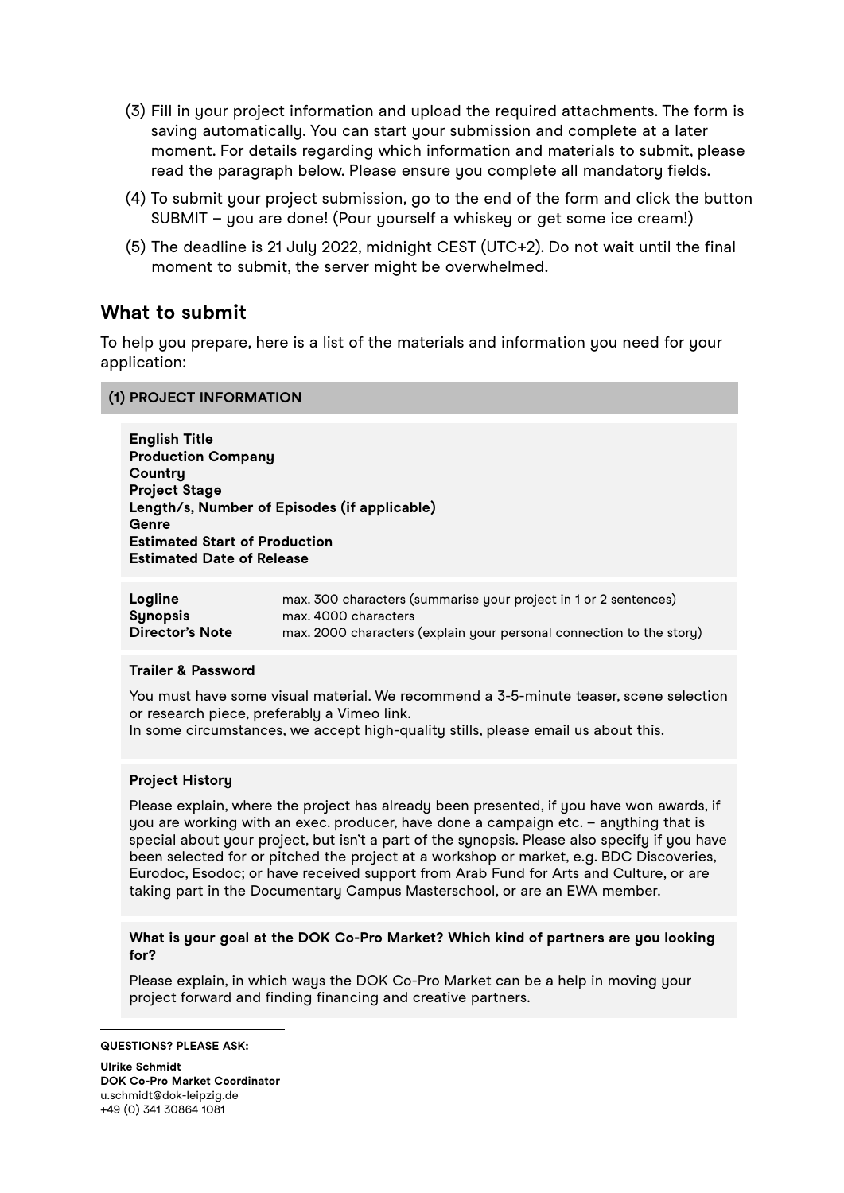(3) Fill in your project information and upload the required attachments. The form is saving automatically. You can start your submission and complete at a later moment. For details regarding which information and materials to submit, please read the paragraph below. Please ensure you complete all mandatory fields.

(4) To submit your project submission, go to the end of the form and click the button SUBMIT – you are done! (Pour yourself a whiskey or get some ice cream!)

(5) The deadline is 21 July 2022, midnight CEST (UTC+2). Do not wait until the final moment to submit, the server might be overwhelmed.

## What to submit

To help you prepare, here is a list of the materials and information you need for your application:

### (1) PROJECT INFORMATION

**English Title**
**Production Company**
**Country**
**Project Stage**
**Length/s, Number of Episodes (if applicable)**
**Genre**
**Estimated Start of Production**
**Estimated Date of Release**

| | |
|---|---|
| **Logline** | max. 300 characters (summarise your project in 1 or 2 sentences) |
| **Synopsis** | max. 4000 characters |
| **Director's Note** | max. 2000 characters (explain your personal connection to the story) |

**Trailer & Password**

You must have some visual material. We recommend a 3-5-minute teaser, scene selection or research piece, preferably a Vimeo link.
In some circumstances, we accept high-quality stills, please email us about this.

**Project History**

Please explain, where the project has already been presented, if you have won awards, if you are working with an exec. producer, have done a campaign etc. – anything that is special about your project, but isn't a part of the synopsis. Please also specify if you have been selected for or pitched the project at a workshop or market, e.g. BDC Discoveries, Eurodoc, Esodoc; or have received support from Arab Fund for Arts and Culture, or are taking part in the Documentary Campus Masterschool, or are an EWA member.

**What is your goal at the DOK Co-Pro Market? Which kind of partners are you looking for?**

Please explain, in which ways the DOK Co-Pro Market can be a help in moving your project forward and finding financing and creative partners.

---

**QUESTIONS? PLEASE ASK:**

**Ulrike Schmidt**
**DOK Co-Pro Market Coordinator**
u.schmidt@dok-leipzig.de
+49 (0) 341 30864 1081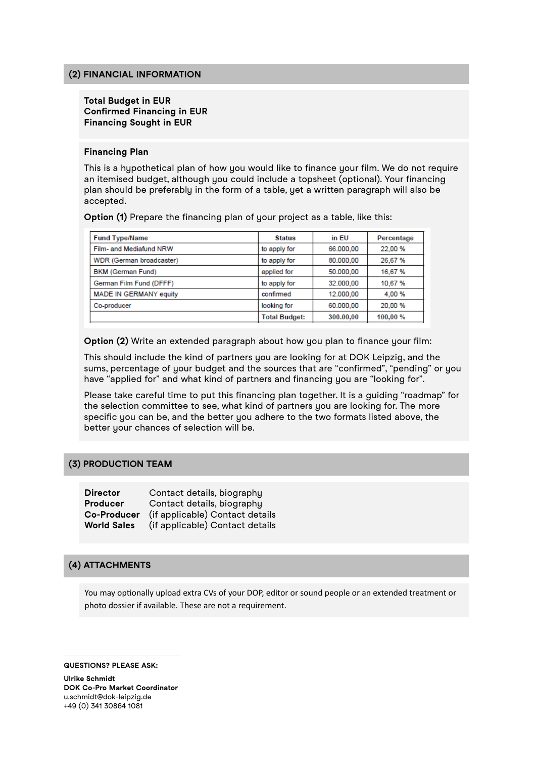## (2) FINANCIAL INFORMATION

**Total Budget in EUR**
**Confirmed Financing in EUR**
**Financing Sought in EUR**

**Financing Plan**

This is a hypothetical plan of how you would like to finance your film. We do not require an itemised budget, although you could include a topsheet (optional). Your financing plan should be preferably in the form of a table, yet a written paragraph will also be accepted.

**Option (1)** Prepare the financing plan of your project as a table, like this:

| Fund Type/Name | Status | in EU | Percentage |
| --- | --- | --- | --- |
| Film- and Mediafund NRW | to apply for | 66.000,00 | 22,00 % |
| WDR (German broadcaster) | to apply for | 80.000,00 | 26,67 % |
| BKM (German Fund) | applied for | 50.000,00 | 16,67 % |
| German Film Fund (DFFF) | to apply for | 32.000,00 | 10,67 % |
| MADE IN GERMANY equity | confirmed | 12.000,00 | 4,00 % |
| Co-producer | looking for | 60.000,00 | 20,00 % |
| | **Total Budget:** | **300.00,00** | **100,00 %** |

**Option (2)** Write an extended paragraph about how you plan to finance your film:

This should include the kind of partners you are looking for at DOK Leipzig, and the sums, percentage of your budget and the sources that are "confirmed", "pending" or you have "applied for" and what kind of partners and financing you are "looking for".

Please take careful time to put this financing plan together. It is a guiding "roadmap" for the selection committee to see, what kind of partners you are looking for. The more specific you can be, and the better you adhere to the two formats listed above, the better your chances of selection will be.

## (3) PRODUCTION TEAM

**Director** Contact details, biography
**Producer** Contact details, biography
**Co-Producer** (if applicable) Contact details
**World Sales** (if applicable) Contact details

## (4) ATTACHMENTS

You may optionally upload extra CVs of your DOP, editor or sound people or an extended treatment or photo dossier if available. These are not a requirement.

**QUESTIONS? PLEASE ASK:**

**Ulrike Schmidt**
**DOK Co-Pro Market Coordinator**
u.schmidt@dok-leipzig.de
+49 (0) 341 30864 1081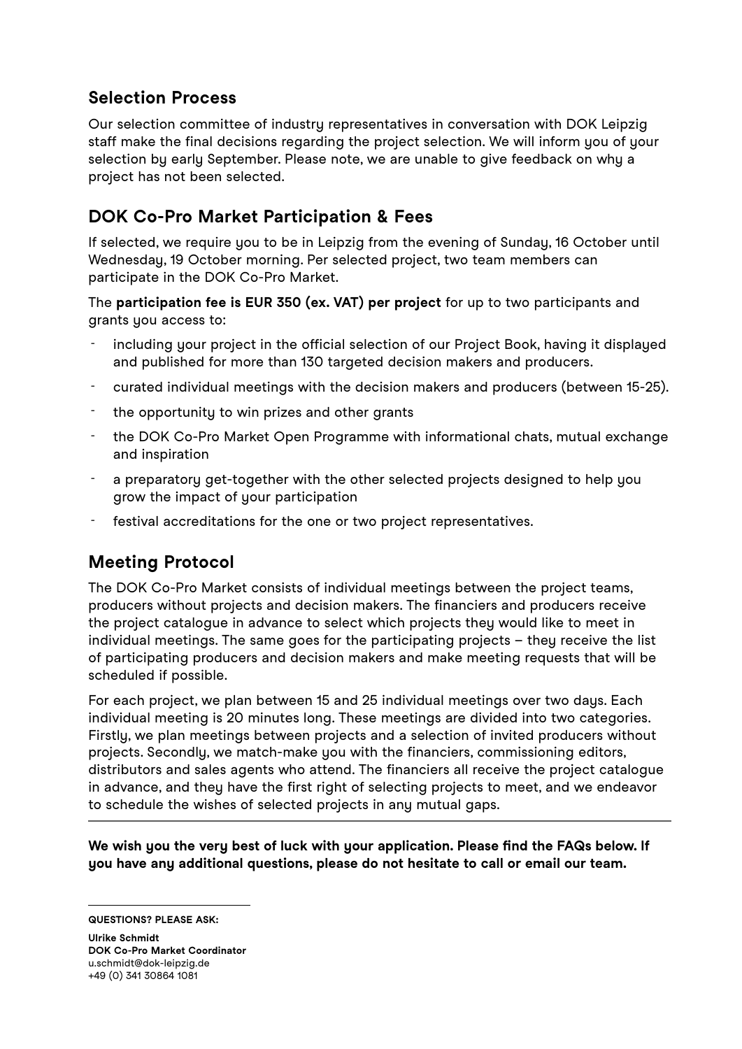## Selection Process

Our selection committee of industry representatives in conversation with DOK Leipzig staff make the final decisions regarding the project selection. We will inform you of your selection by early September. Please note, we are unable to give feedback on why a project has not been selected.

## DOK Co-Pro Market Participation & Fees

If selected, we require you to be in Leipzig from the evening of Sunday, 16 October until Wednesday, 19 October morning. Per selected project, two team members can participate in the DOK Co-Pro Market.

The **participation fee is EUR 350 (ex. VAT) per project** for up to two participants and grants you access to:

- including your project in the official selection of our Project Book, having it displayed and published for more than 130 targeted decision makers and producers.
- curated individual meetings with the decision makers and producers (between 15-25).
- the opportunity to win prizes and other grants
- the DOK Co-Pro Market Open Programme with informational chats, mutual exchange and inspiration
- a preparatory get-together with the other selected projects designed to help you grow the impact of your participation
- festival accreditations for the one or two project representatives.

## Meeting Protocol

The DOK Co-Pro Market consists of individual meetings between the project teams, producers without projects and decision makers. The financiers and producers receive the project catalogue in advance to select which projects they would like to meet in individual meetings. The same goes for the participating projects – they receive the list of participating producers and decision makers and make meeting requests that will be scheduled if possible.

For each project, we plan between 15 and 25 individual meetings over two days. Each individual meeting is 20 minutes long. These meetings are divided into two categories. Firstly, we plan meetings between projects and a selection of invited producers without projects. Secondly, we match-make you with the financiers, commissioning editors, distributors and sales agents who attend. The financiers all receive the project catalogue in advance, and they have the first right of selecting projects to meet, and we endeavor to schedule the wishes of selected projects in any mutual gaps.

---

**We wish you the very best of luck with your application. Please find the FAQs below. If you have any additional questions, please do not hesitate to call or email our team.**

---

**QUESTIONS? PLEASE ASK:**

**Ulrike Schmidt**
**DOK Co-Pro Market Coordinator**
u.schmidt@dok-leipzig.de
+49 (0) 341 30864 1081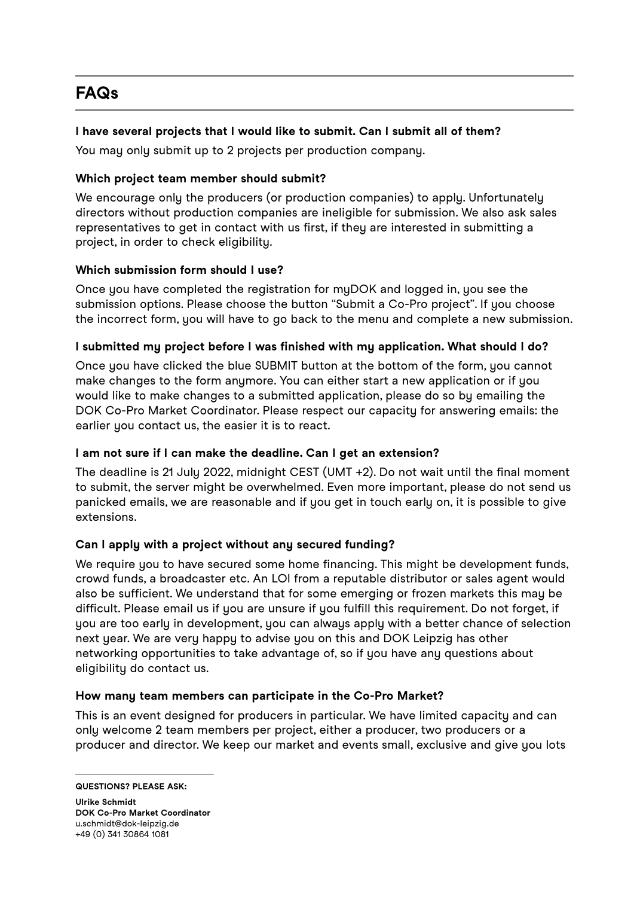# FAQs

**I have several projects that I would like to submit. Can I submit all of them?**

You may only submit up to 2 projects per production company.

**Which project team member should submit?**

We encourage only the producers (or production companies) to apply. Unfortunately directors without production companies are ineligible for submission. We also ask sales representatives to get in contact with us first, if they are interested in submitting a project, in order to check eligibility.

**Which submission form should I use?**

Once you have completed the registration for myDOK and logged in, you see the submission options. Please choose the button "Submit a Co-Pro project". If you choose the incorrect form, you will have to go back to the menu and complete a new submission.

**I submitted my project before I was finished with my application. What should I do?**

Once you have clicked the blue SUBMIT button at the bottom of the form, you cannot make changes to the form anymore. You can either start a new application or if you would like to make changes to a submitted application, please do so by emailing the DOK Co-Pro Market Coordinator. Please respect our capacity for answering emails: the earlier you contact us, the easier it is to react.

**I am not sure if I can make the deadline. Can I get an extension?**

The deadline is 21 July 2022, midnight CEST (UMT +2). Do not wait until the final moment to submit, the server might be overwhelmed. Even more important, please do not send us panicked emails, we are reasonable and if you get in touch early on, it is possible to give extensions.

**Can I apply with a project without any secured funding?**

We require you to have secured some home financing. This might be development funds, crowd funds, a broadcaster etc. An LOI from a reputable distributor or sales agent would also be sufficient. We understand that for some emerging or frozen markets this may be difficult. Please email us if you are unsure if you fulfill this requirement. Do not forget, if you are too early in development, you can always apply with a better chance of selection next year. We are very happy to advise you on this and DOK Leipzig has other networking opportunities to take advantage of, so if you have any questions about eligibility do contact us.

**How many team members can participate in the Co-Pro Market?**

This is an event designed for producers in particular. We have limited capacity and can only welcome 2 team members per project, either a producer, two producers or a producer and director. We keep our market and events small, exclusive and give you lots

**QUESTIONS? PLEASE ASK:**

**Ulrike Schmidt**
**DOK Co-Pro Market Coordinator**
u.schmidt@dok-leipzig.de
+49 (0) 341 30864 1081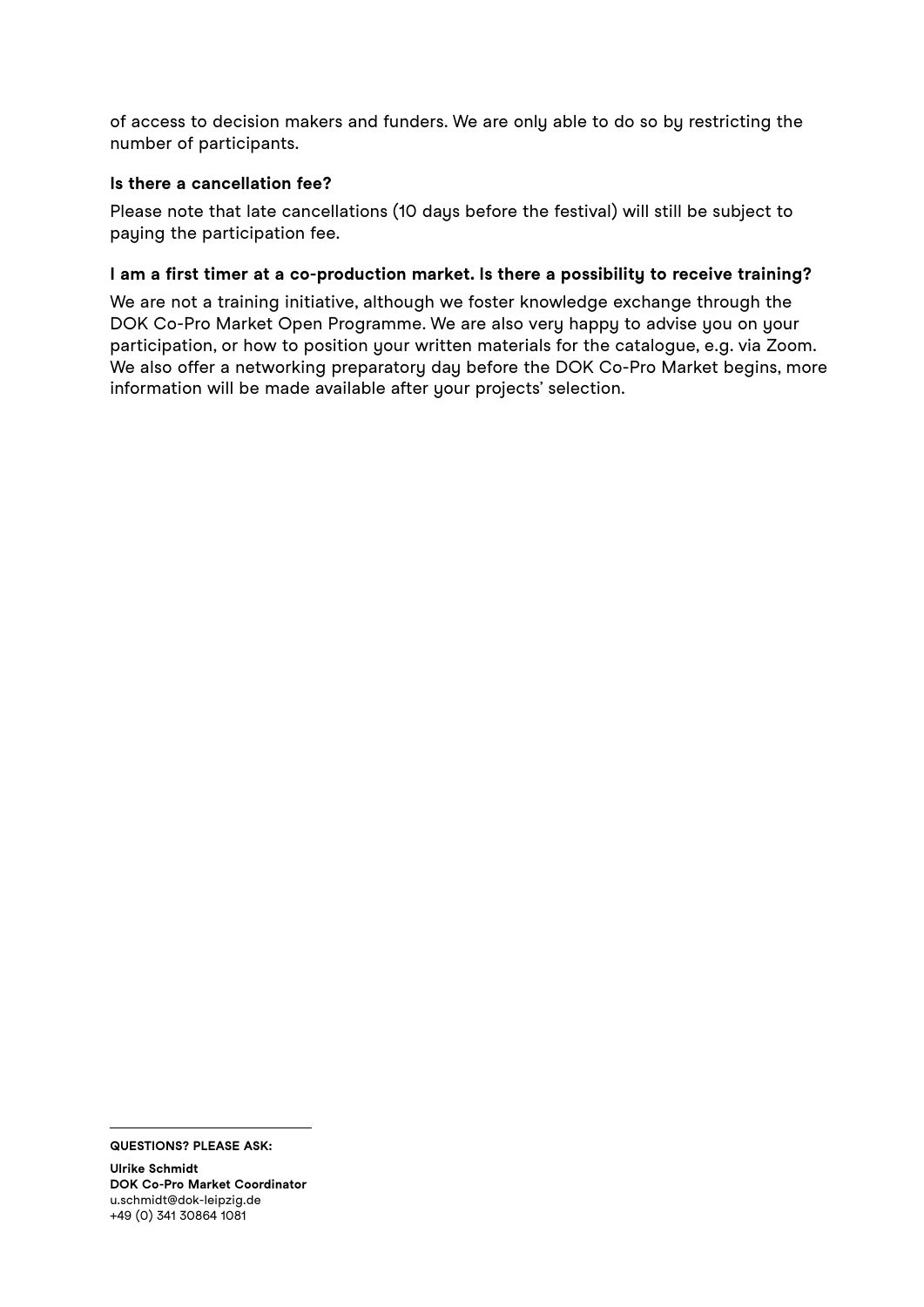of access to decision makers and funders. We are only able to do so by restricting the number of participants.

**Is there a cancellation fee?**

Please note that late cancellations (10 days before the festival) will still be subject to paying the participation fee.

**I am a first timer at a co-production market. Is there a possibility to receive training?**

We are not a training initiative, although we foster knowledge exchange through the DOK Co-Pro Market Open Programme. We are also very happy to advise you on your participation, or how to position your written materials for the catalogue, e.g. via Zoom. We also offer a networking preparatory day before the DOK Co-Pro Market begins, more information will be made available after your projects' selection.

---

**QUESTIONS? PLEASE ASK:**

**Ulrike Schmidt**
**DOK Co-Pro Market Coordinator**
u.schmidt@dok-leipzig.de
+49 (0) 341 30864 1081